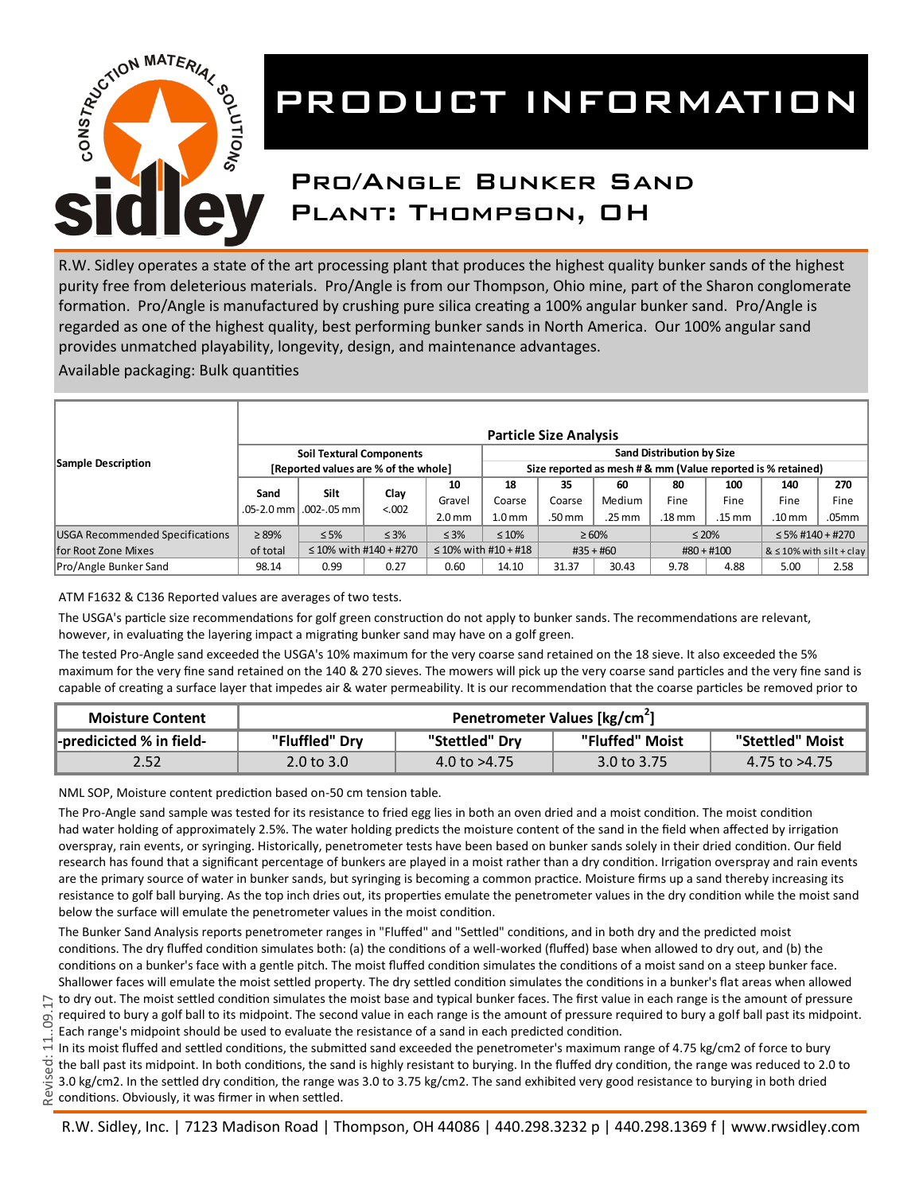# PRODUCT INFORMATION

## Pro/Angle Bunker Sand
## Plant: Thompson, OH

R.W. Sidley operates a state of the art processing plant that produces the highest quality bunker sands of the highest purity free from deleterious materials. Pro/Angle is from our Thompson, Ohio mine, part of the Sharon conglomerate formation. Pro/Angle is manufactured by crushing pure silica creating a 100% angular bunker sand. Pro/Angle is regarded as one of the highest quality, best performing bunker sands in North America. Our 100% angular sand provides unmatched playability, longevity, design, and maintenance advantages.

Available packaging: Bulk quantities

| Sample Description | Particle Size Analysis | | | | | | | | | | |
|---|---|---|---|---|---|---|---|---|---|---|---|
| | Soil Textural Components [Reported values are % of the whole] | | | Sand Distribution by Size — Size reported as mesh # & mm (Value reported is % retained) | | | | | | | |
| | Sand .05-2.0 mm | Silt .002-.05 mm | Clay <.002 | 10 Gravel 2.0 mm | 18 Coarse 1.0 mm | 35 Coarse .50 mm | 60 Medium .25 mm | 80 Fine .18 mm | 100 Fine .15 mm | 140 Fine .10 mm | 270 Fine .05mm |
| USGA Recommended Specifications for Root Zone Mixes | ≥ 89% of total | ≤ 5% ≤ 10% with #140 + #270 | ≤ 3% | ≤ 3% ≤ 10% with #10 + #18 | ≤ 10% | ≥ 60% #35 + #60 | | ≤ 20% #80 + #100 | | ≤ 5% #140 + #270 & ≤ 10% with silt + clay | |
| Pro/Angle Bunker Sand | 98.14 | 0.99 | 0.27 | 0.60 | 14.10 | 31.37 | 30.43 | 9.78 | 4.88 | 5.00 | 2.58 |

ATM F1632 & C136 Reported values are averages of two tests.

The USGA's particle size recommendations for golf green construction do not apply to bunker sands. The recommendations are relevant, however, in evaluating the layering impact a migrating bunker sand may have on a golf green.

The tested Pro-Angle sand exceeded the USGA's 10% maximum for the very coarse sand retained on the 18 sieve. It also exceeded the 5% maximum for the very fine sand retained on the 140 & 270 sieves. The mowers will pick up the very coarse sand particles and the very fine sand is capable of creating a surface layer that impedes air & water permeability. It is our recommendation that the coarse particles be removed prior to

| Moisture Content | Penetrometer Values [kg/cm$^2$] | | | |
|---|---|---|---|---|
| -predicicted % in field- | "Fluffled" Dry | "Stettled" Dry | "Fluffed" Moist | "Stettled" Moist |
| 2.52 | 2.0 to 3.0 | 4.0 to >4.75 | 3.0 to 3.75 | 4.75 to >4.75 |

NML SOP, Moisture content prediction based on-50 cm tension table.

The Pro-Angle sand sample was tested for its resistance to fried egg lies in both an oven dried and a moist condition. The moist condition had water holding of approximately 2.5%. The water holding predicts the moisture content of the sand in the field when affected by irrigation overspray, rain events, or syringing. Historically, penetrometer tests have been based on bunker sands solely in their dried condition. Our field research has found that a significant percentage of bunkers are played in a moist rather than a dry condition. Irrigation overspray and rain events are the primary source of water in bunker sands, but syringing is becoming a common practice. Moisture firms up a sand thereby increasing its resistance to golf ball burying. As the top inch dries out, its properties emulate the penetrometer values in the dry condition while the moist sand below the surface will emulate the penetrometer values in the moist condition.

The Bunker Sand Analysis reports penetrometer ranges in "Fluffed" and "Settled" conditions, and in both dry and the predicted moist conditions. The dry fluffed condition simulates both: (a) the conditions of a well-worked (fluffed) base when allowed to dry out, and (b) the conditions on a bunker's face with a gentle pitch. The moist fluffed condition simulates the conditions of a moist sand on a steep bunker face. Shallower faces will emulate the moist settled property. The dry settled condition simulates the conditions in a bunker's flat areas when allowed to dry out. The moist settled condition simulates the moist base and typical bunker faces. The first value in each range is the amount of pressure required to bury a golf ball to its midpoint. The second value in each range is the amount of pressure required to bury a golf ball past its midpoint. Each range's midpoint should be used to evaluate the resistance of a sand in each predicted condition.

In its moist fluffed and settled conditions, the submitted sand exceeded the penetrometer's maximum range of 4.75 kg/cm2 of force to bury the ball past its midpoint. In both conditions, the sand is highly resistant to burying. In the fluffed dry condition, the range was reduced to 2.0 to 3.0 kg/cm2. In the settled dry condition, the range was 3.0 to 3.75 kg/cm2. The sand exhibited very good resistance to burying in both dried conditions. Obviously, it was firmer in when settled.

Revised: 11.09.17

R.W. Sidley, Inc. | 7123 Madison Road | Thompson, OH 44086 | 440.298.3232 p | 440.298.1369 f | www.rwsidley.com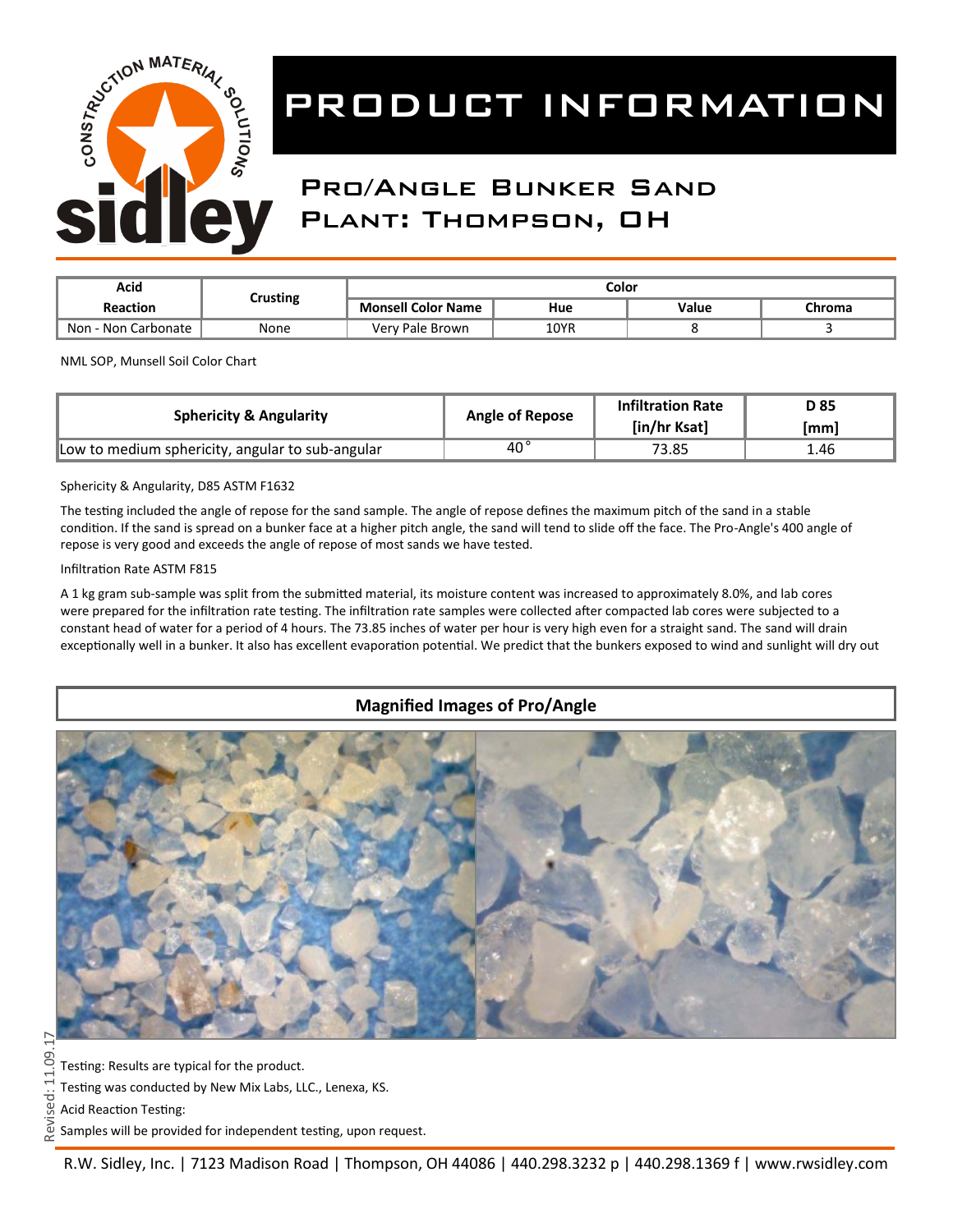# PRODUCT INFORMATION

## Pro/Angle Bunker Sand
## Plant: Thompson, OH

| Acid Reaction | Crusting | Color | | | |
|---|---|---|---|---|---|
| | | Monsell Color Name | Hue | Value | Chroma |
| Non - Non Carbonate | None | Very Pale Brown | 10YR | 8 | 3 |

NML SOP, Munsell Soil Color Chart

| Sphericity & Angularity | Angle of Repose | Infiltration Rate [in/hr Ksat] | D 85 [mm] |
|---|---|---|---|
| Low to medium sphericity, angular to sub-angular | 40° | 73.85 | 1.46 |

Sphericity & Angularity, D85 ASTM F1632

The testing included the angle of repose for the sand sample. The angle of repose defines the maximum pitch of the sand in a stable condition. If the sand is spread on a bunker face at a higher pitch angle, the sand will tend to slide off the face. The Pro-Angle's 400 angle of repose is very good and exceeds the angle of repose of most sands we have tested.

Infiltration Rate ASTM F815

A 1 kg gram sub-sample was split from the submitted material, its moisture content was increased to approximately 8.0%, and lab cores were prepared for the infiltration rate testing. The infiltration rate samples were collected after compacted lab cores were subjected to a constant head of water for a period of 4 hours. The 73.85 inches of water per hour is very high even for a straight sand. The sand will drain exceptionally well in a bunker. It also has excellent evaporation potential. We predict that the bunkers exposed to wind and sunlight will dry out

### Magnified Images of Pro/Angle

Revised: 11.09.17

Testing: Results are typical for the product.

Testing was conducted by New Mix Labs, LLC., Lenexa, KS.

Acid Reaction Testing:

Samples will be provided for independent testing, upon request.

R.W. Sidley, Inc. | 7123 Madison Road | Thompson, OH 44086 | 440.298.3232 p | 440.298.1369 f | www.rwsidley.com